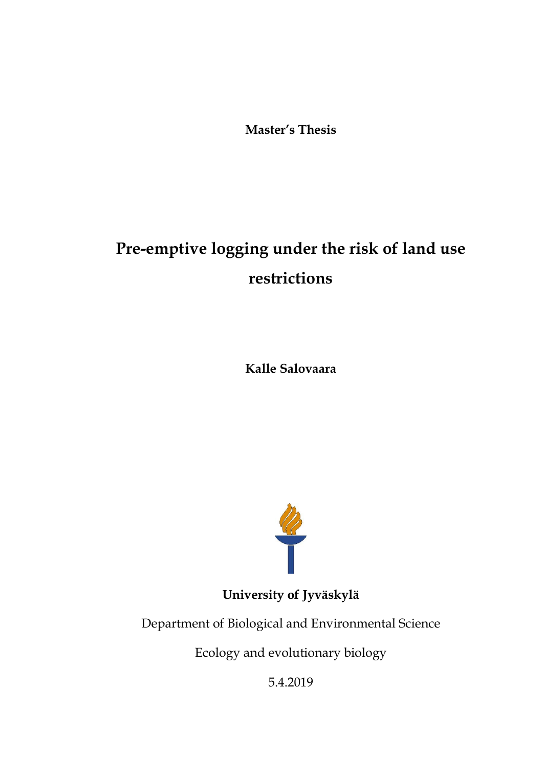**Master's Thesis**

# Pre-emptive logging under the risk of land use restrictions

**Kalle Salovaara**

**University of Jyväskylä**

Department of Biological and Environmental Science

Ecology and evolutionary biology

5.4.2019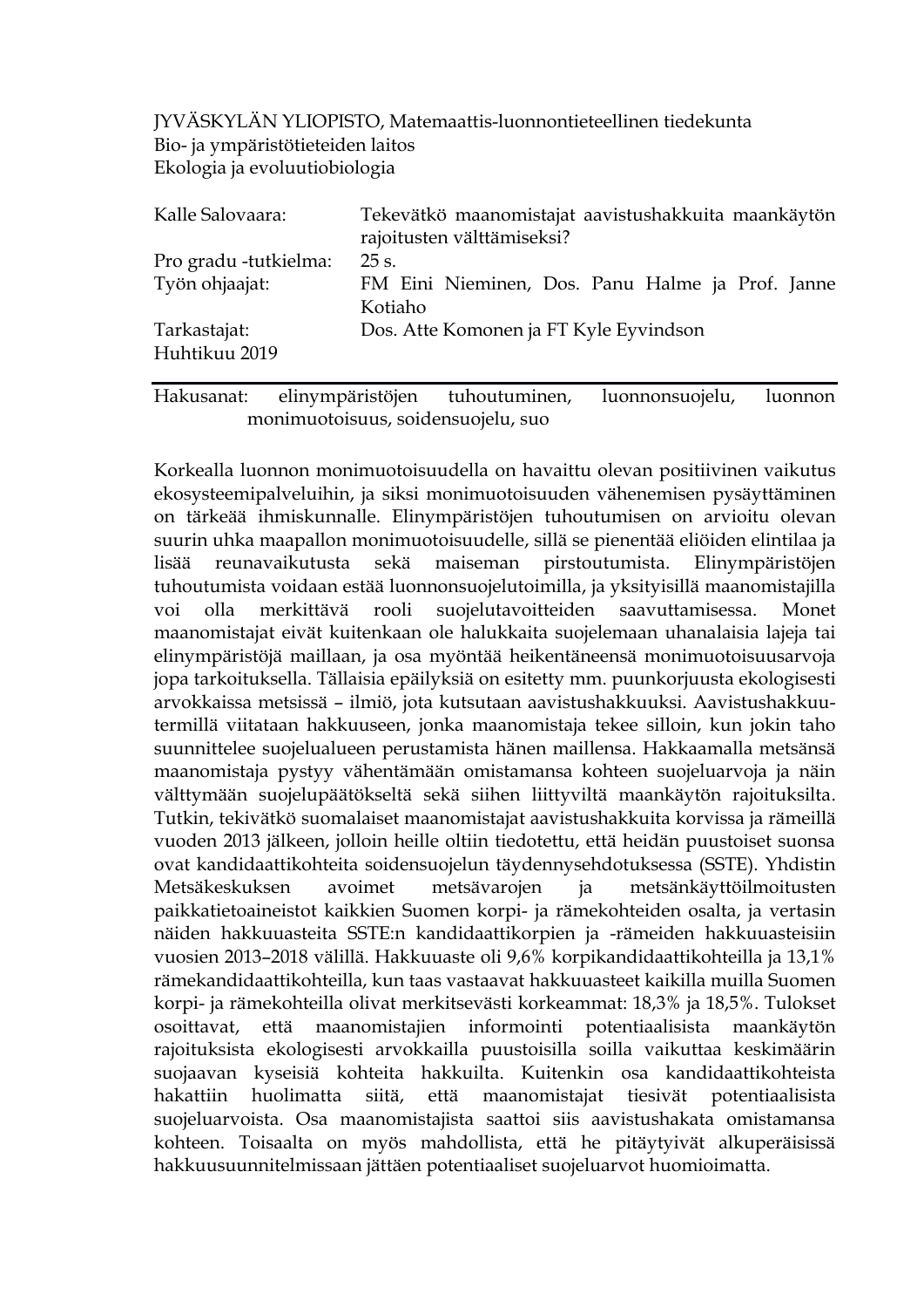JYVÄSKYLÄN YLIOPISTO, Matemaattis-luonnontieteellinen tiedekunta
Bio- ja ympäristötieteiden laitos
Ekologia ja evoluutiobiologia

| | |
|---|---|
| Kalle Salovaara: | Tekevätkö maanomistajat aavistushakkuita maankäytön rajoitusten välttämiseksi? |
| Pro gradu -tutkielma: | 25 s. |
| Työn ohjaajat: | FM Eini Nieminen, Dos. Panu Halme ja Prof. Janne Kotiaho |
| Tarkastajat: | Dos. Atte Komonen ja FT Kyle Eyvindson |
| Huhtikuu 2019 | |

---

Hakusanat: elinympäristöjen tuhoutuminen, luonnonsuojelu, luonnon monimuotoisuus, soidensuojelu, suo

Korkealla luonnon monimuotoisuudella on havaittu olevan positiivinen vaikutus ekosysteemipalveluihin, ja siksi monimuotoisuuden vähenemisen pysäyttäminen on tärkeää ihmiskunnalle. Elinympäristöjen tuhoutumisen on arvioitu olevan suurin uhka maapallon monimuotoisuudelle, sillä se pienentää eliöiden elintilaa ja lisää reunavaikutusta sekä maiseman pirstoutumista. Elinympäristöjen tuhoutumista voidaan estää luonnonsuojelutoimilla, ja yksityisillä maanomistajilla voi olla merkittävä rooli suojelutavoitteiden saavuttamisessa. Monet maanomistajat eivät kuitenkaan ole halukkaita suojelemaan uhanalaisia lajeja tai elinympäristöjä maillaan, ja osa myöntää heikentäneensä monimuotoisuusarvoja jopa tarkoituksella. Tällaisia epäilyksiä on esitetty mm. puunkorjuusta ekologisesti arvokkaissa metsissä – ilmiö, jota kutsutaan aavistushakkuuksi. Aavistushakkuu-termillä viitataan hakkuuseen, jonka maanomistaja tekee silloin, kun jokin taho suunnittelee suojelualueen perustamista hänen maillensa. Hakkaamalla metsänsä maanomistaja pystyy vähentämään omistamansa kohteen suojeluarvoja ja näin välttymään suojelupäätökseltä sekä siihen liittyviltä maankäytön rajoituksilta. Tutkin, tekivätkö suomalaiset maanomistajat aavistushakkuita korvissa ja rämeillä vuoden 2013 jälkeen, jolloin heille oltiin tiedotettu, että heidän puustoiset suonsa ovat kandidaattikohteita soidensuojelun täydennysehdotuksessa (SSTE). Yhdistin Metsäkeskuksen avoimet metsävarojen ja metsänkäyttöilmoitusten paikkatietoaineistot kaikkien Suomen korpi- ja rämekohteiden osalta, ja vertasin näiden hakkuuasteita SSTE:n kandidaattikorpien ja -rämeiden hakkuuasteisiin vuosien 2013–2018 välillä. Hakkuuaste oli 9,6% korpikandidaattikohteilla ja 13,1% rämekandidaattikohteilla, kun taas vastaavat hakkuuasteet kaikilla muilla Suomen korpi- ja rämekohteilla olivat merkitsevästi korkeammat: 18,3% ja 18,5%. Tulokset osoittavat, että maanomistajien informointi potentiaalisista maankäytön rajoituksista ekologisesti arvokkailla puustoisilla soilla vaikuttaa keskimäärin suojaavan kyseisiä kohteita hakkuilta. Kuitenkin osa kandidaattikohteista hakattiin huolimatta siitä, että maanomistajat tiesivät potentiaalisista suojeluarvoista. Osa maanomistajista saattoi siis aavistushakata omistamansa kohteen. Toisaalta on myös mahdollista, että he pitäytyivät alkuperäisissä hakkuusuunnitelmissaan jättäen potentiaaliset suojeluarvot huomioimatta.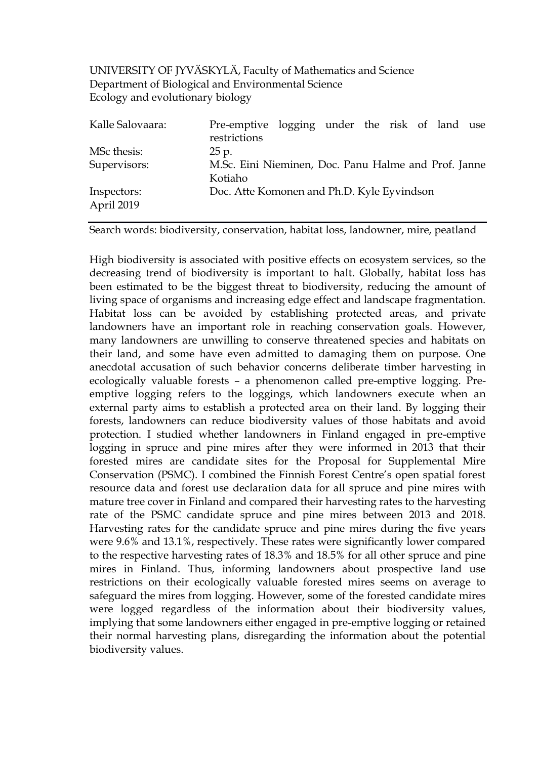UNIVERSITY OF JYVÄSKYLÄ, Faculty of Mathematics and Science
Department of Biological and Environmental Science
Ecology and evolutionary biology

| | |
|---|---|
| Kalle Salovaara: | Pre-emptive logging under the risk of land use restrictions |
| MSc thesis: | 25 p. |
| Supervisors: | M.Sc. Eini Nieminen, Doc. Panu Halme and Prof. Janne Kotiaho |
| Inspectors: | Doc. Atte Komonen and Ph.D. Kyle Eyvindson |
| April 2019 | |

Search words: biodiversity, conservation, habitat loss, landowner, mire, peatland

High biodiversity is associated with positive effects on ecosystem services, so the decreasing trend of biodiversity is important to halt. Globally, habitat loss has been estimated to be the biggest threat to biodiversity, reducing the amount of living space of organisms and increasing edge effect and landscape fragmentation. Habitat loss can be avoided by establishing protected areas, and private landowners have an important role in reaching conservation goals. However, many landowners are unwilling to conserve threatened species and habitats on their land, and some have even admitted to damaging them on purpose. One anecdotal accusation of such behavior concerns deliberate timber harvesting in ecologically valuable forests – a phenomenon called pre-emptive logging. Pre-emptive logging refers to the loggings, which landowners execute when an external party aims to establish a protected area on their land. By logging their forests, landowners can reduce biodiversity values of those habitats and avoid protection. I studied whether landowners in Finland engaged in pre-emptive logging in spruce and pine mires after they were informed in 2013 that their forested mires are candidate sites for the Proposal for Supplemental Mire Conservation (PSMC). I combined the Finnish Forest Centre's open spatial forest resource data and forest use declaration data for all spruce and pine mires with mature tree cover in Finland and compared their harvesting rates to the harvesting rate of the PSMC candidate spruce and pine mires between 2013 and 2018. Harvesting rates for the candidate spruce and pine mires during the five years were 9.6% and 13.1%, respectively. These rates were significantly lower compared to the respective harvesting rates of 18.3% and 18.5% for all other spruce and pine mires in Finland. Thus, informing landowners about prospective land use restrictions on their ecologically valuable forested mires seems on average to safeguard the mires from logging. However, some of the forested candidate mires were logged regardless of the information about their biodiversity values, implying that some landowners either engaged in pre-emptive logging or retained their normal harvesting plans, disregarding the information about the potential biodiversity values.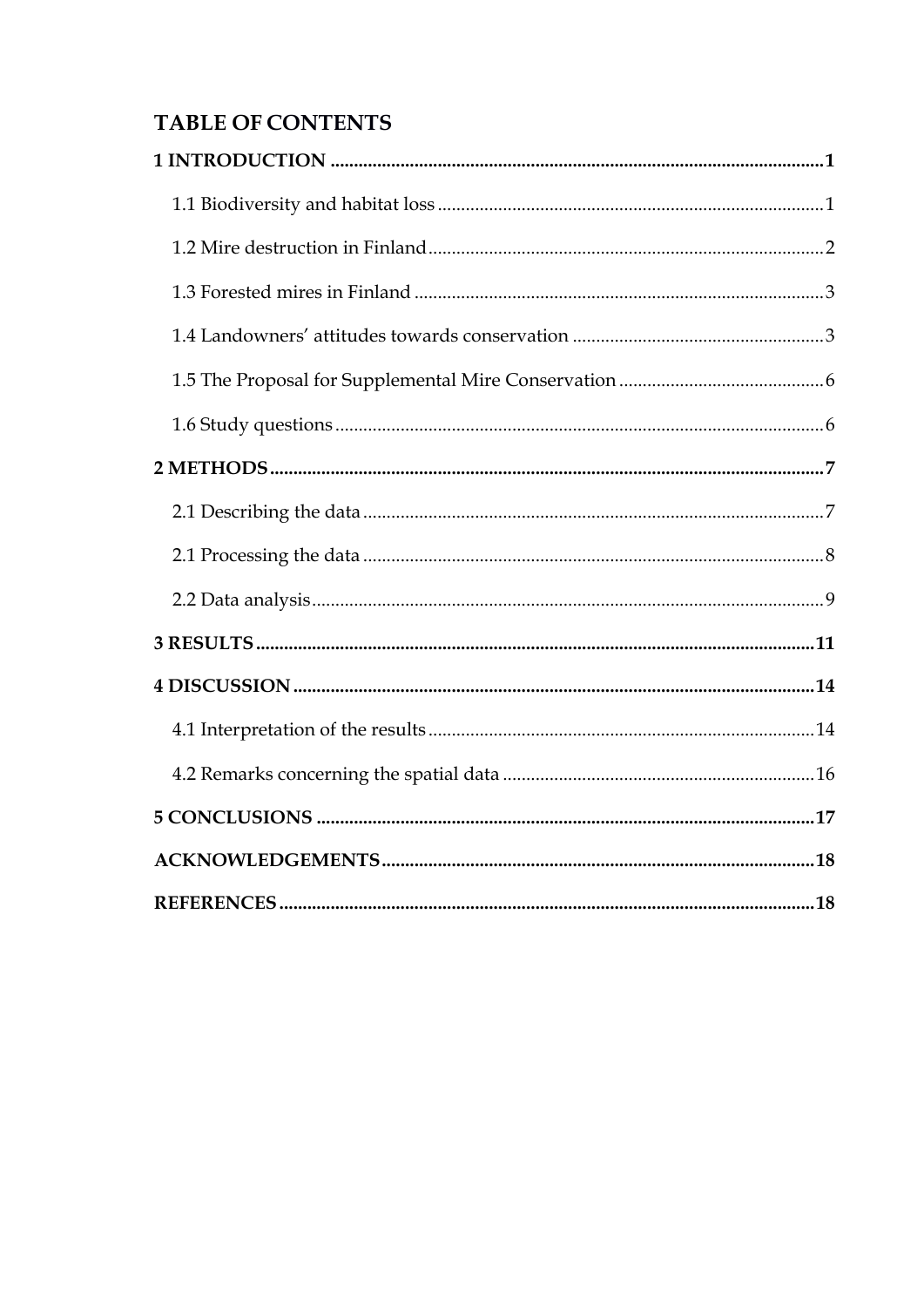# TABLE OF CONTENTS

**1 INTRODUCTION .......................................................................................................... 1**

1.1 Biodiversity and habitat loss ................................................................................ 1

1.2 Mire destruction in Finland .................................................................................. 2

1.3 Forested mires in Finland .................................................................................... 3

1.4 Landowners' attitudes towards conservation ..................................................... 3

1.5 The Proposal for Supplemental Mire Conservation ........................................... 6

1.6 Study questions ...................................................................................................... 6

**2 METHODS .................................................................................................................. 7**

2.1 Describing the data ................................................................................................ 7

2.1 Processing the data ................................................................................................ 8

2.2 Data analysis ........................................................................................................... 9

**3 RESULTS .................................................................................................................... 11**

**4 DISCUSSION ............................................................................................................. 14**

4.1 Interpretation of the results ................................................................................ 14

4.2 Remarks concerning the spatial data ................................................................. 16

**5 CONCLUSIONS ........................................................................................................ 17**

**ACKNOWLEDGEMENTS .......................................................................................... 18**

**REFERENCES .............................................................................................................. 18**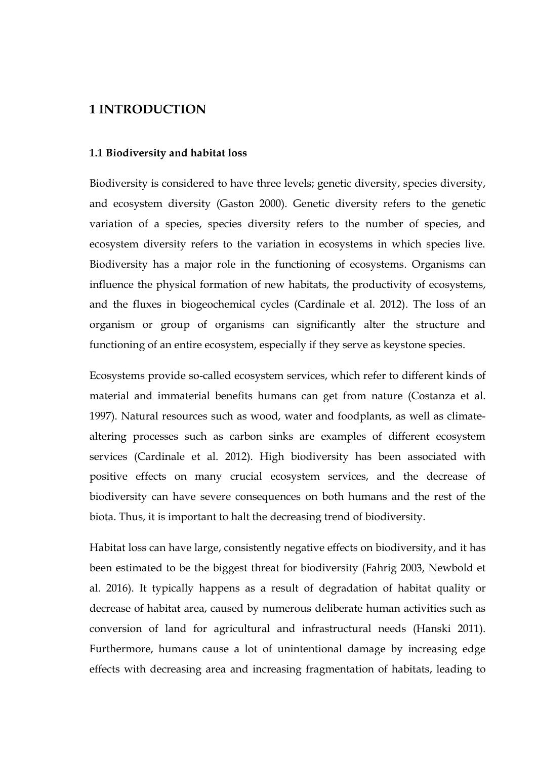# 1 INTRODUCTION

## 1.1 Biodiversity and habitat loss

Biodiversity is considered to have three levels; genetic diversity, species diversity, and ecosystem diversity (Gaston 2000). Genetic diversity refers to the genetic variation of a species, species diversity refers to the number of species, and ecosystem diversity refers to the variation in ecosystems in which species live. Biodiversity has a major role in the functioning of ecosystems. Organisms can influence the physical formation of new habitats, the productivity of ecosystems, and the fluxes in biogeochemical cycles (Cardinale et al. 2012). The loss of an organism or group of organisms can significantly alter the structure and functioning of an entire ecosystem, especially if they serve as keystone species.

Ecosystems provide so-called ecosystem services, which refer to different kinds of material and immaterial benefits humans can get from nature (Costanza et al. 1997). Natural resources such as wood, water and foodplants, as well as climate-altering processes such as carbon sinks are examples of different ecosystem services (Cardinale et al. 2012). High biodiversity has been associated with positive effects on many crucial ecosystem services, and the decrease of biodiversity can have severe consequences on both humans and the rest of the biota. Thus, it is important to halt the decreasing trend of biodiversity.

Habitat loss can have large, consistently negative effects on biodiversity, and it has been estimated to be the biggest threat for biodiversity (Fahrig 2003, Newbold et al. 2016). It typically happens as a result of degradation of habitat quality or decrease of habitat area, caused by numerous deliberate human activities such as conversion of land for agricultural and infrastructural needs (Hanski 2011). Furthermore, humans cause a lot of unintentional damage by increasing edge effects with decreasing area and increasing fragmentation of habitats, leading to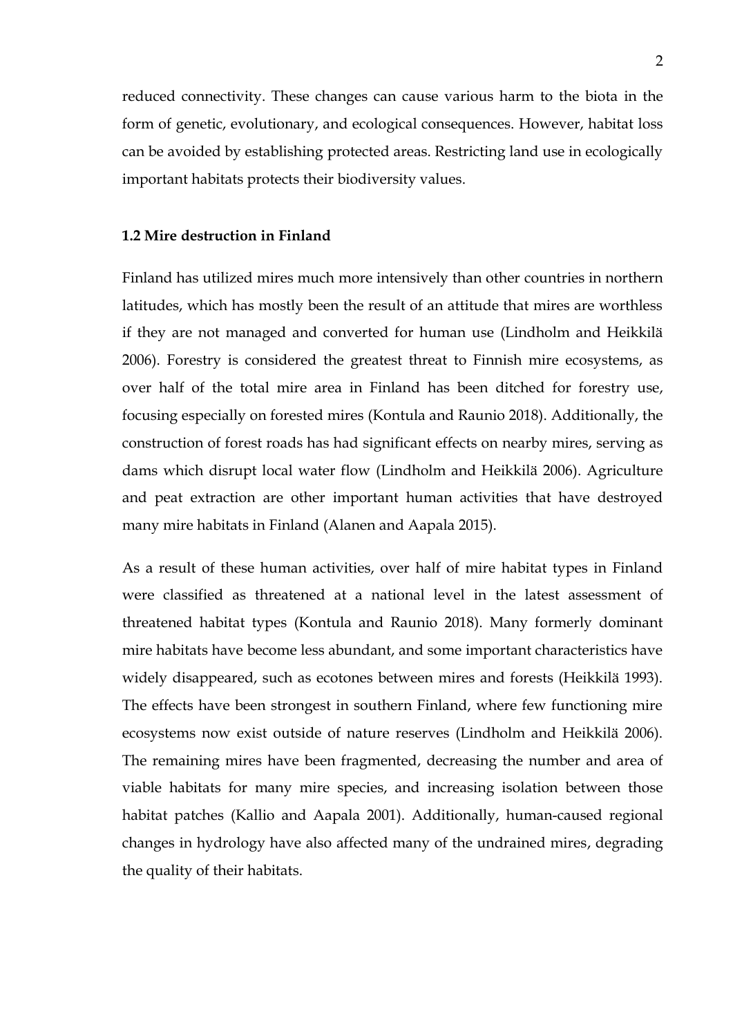reduced connectivity. These changes can cause various harm to the biota in the form of genetic, evolutionary, and ecological consequences. However, habitat loss can be avoided by establishing protected areas. Restricting land use in ecologically important habitats protects their biodiversity values.

### 1.2 Mire destruction in Finland

Finland has utilized mires much more intensively than other countries in northern latitudes, which has mostly been the result of an attitude that mires are worthless if they are not managed and converted for human use (Lindholm and Heikkilä 2006). Forestry is considered the greatest threat to Finnish mire ecosystems, as over half of the total mire area in Finland has been ditched for forestry use, focusing especially on forested mires (Kontula and Raunio 2018). Additionally, the construction of forest roads has had significant effects on nearby mires, serving as dams which disrupt local water flow (Lindholm and Heikkilä 2006). Agriculture and peat extraction are other important human activities that have destroyed many mire habitats in Finland (Alanen and Aapala 2015).

As a result of these human activities, over half of mire habitat types in Finland were classified as threatened at a national level in the latest assessment of threatened habitat types (Kontula and Raunio 2018). Many formerly dominant mire habitats have become less abundant, and some important characteristics have widely disappeared, such as ecotones between mires and forests (Heikkilä 1993). The effects have been strongest in southern Finland, where few functioning mire ecosystems now exist outside of nature reserves (Lindholm and Heikkilä 2006). The remaining mires have been fragmented, decreasing the number and area of viable habitats for many mire species, and increasing isolation between those habitat patches (Kallio and Aapala 2001). Additionally, human-caused regional changes in hydrology have also affected many of the undrained mires, degrading the quality of their habitats.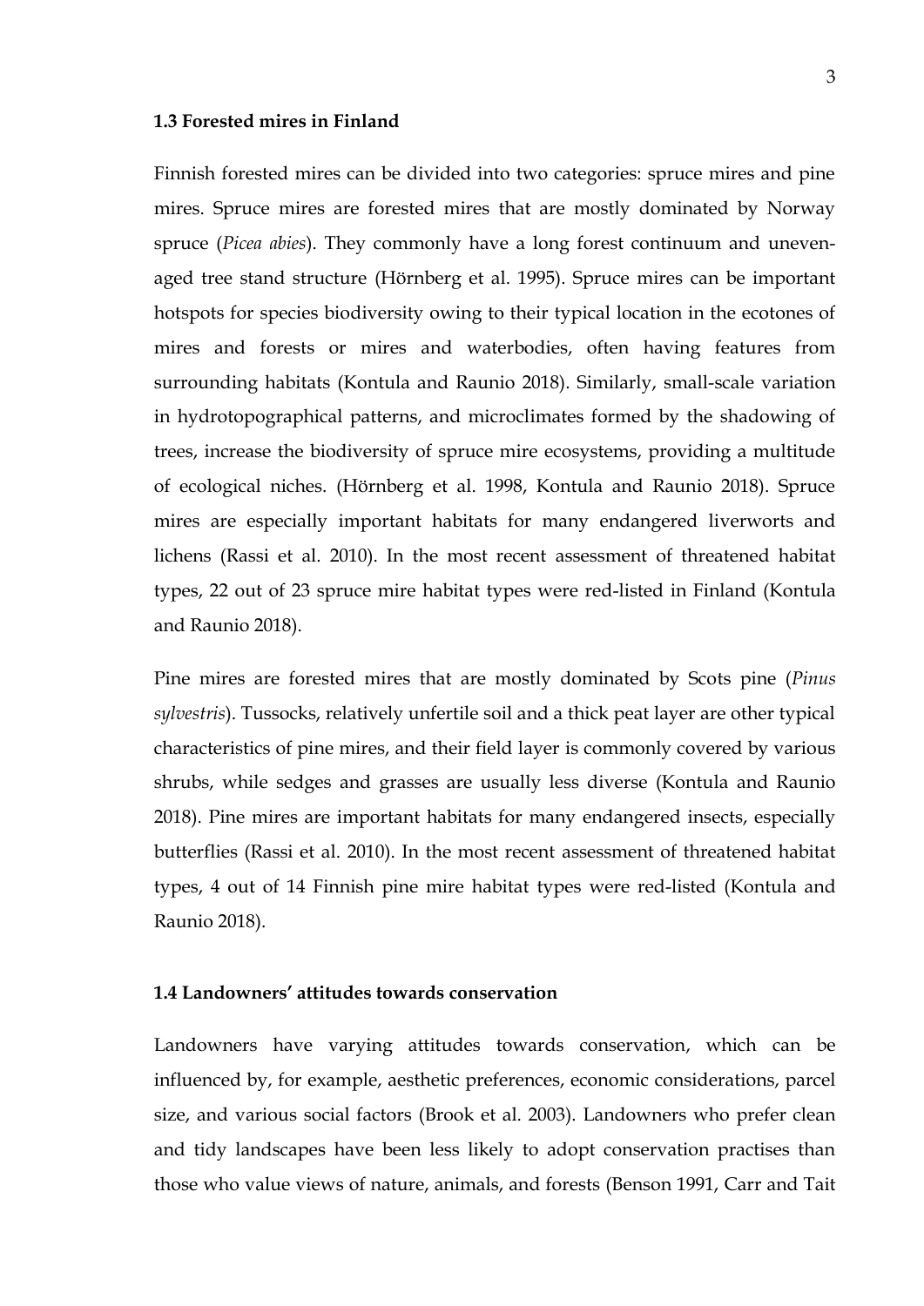### 1.3 Forested mires in Finland

Finnish forested mires can be divided into two categories: spruce mires and pine mires. Spruce mires are forested mires that are mostly dominated by Norway spruce (*Picea abies*). They commonly have a long forest continuum and uneven-aged tree stand structure (Hörnberg et al. 1995). Spruce mires can be important hotspots for species biodiversity owing to their typical location in the ecotones of mires and forests or mires and waterbodies, often having features from surrounding habitats (Kontula and Raunio 2018). Similarly, small-scale variation in hydrotopographical patterns, and microclimates formed by the shadowing of trees, increase the biodiversity of spruce mire ecosystems, providing a multitude of ecological niches. (Hörnberg et al. 1998, Kontula and Raunio 2018). Spruce mires are especially important habitats for many endangered liverworts and lichens (Rassi et al. 2010). In the most recent assessment of threatened habitat types, 22 out of 23 spruce mire habitat types were red-listed in Finland (Kontula and Raunio 2018).

Pine mires are forested mires that are mostly dominated by Scots pine (*Pinus sylvestris*). Tussocks, relatively unfertile soil and a thick peat layer are other typical characteristics of pine mires, and their field layer is commonly covered by various shrubs, while sedges and grasses are usually less diverse (Kontula and Raunio 2018). Pine mires are important habitats for many endangered insects, especially butterflies (Rassi et al. 2010). In the most recent assessment of threatened habitat types, 4 out of 14 Finnish pine mire habitat types were red-listed (Kontula and Raunio 2018).

### 1.4 Landowners' attitudes towards conservation

Landowners have varying attitudes towards conservation, which can be influenced by, for example, aesthetic preferences, economic considerations, parcel size, and various social factors (Brook et al. 2003). Landowners who prefer clean and tidy landscapes have been less likely to adopt conservation practises than those who value views of nature, animals, and forests (Benson 1991, Carr and Tait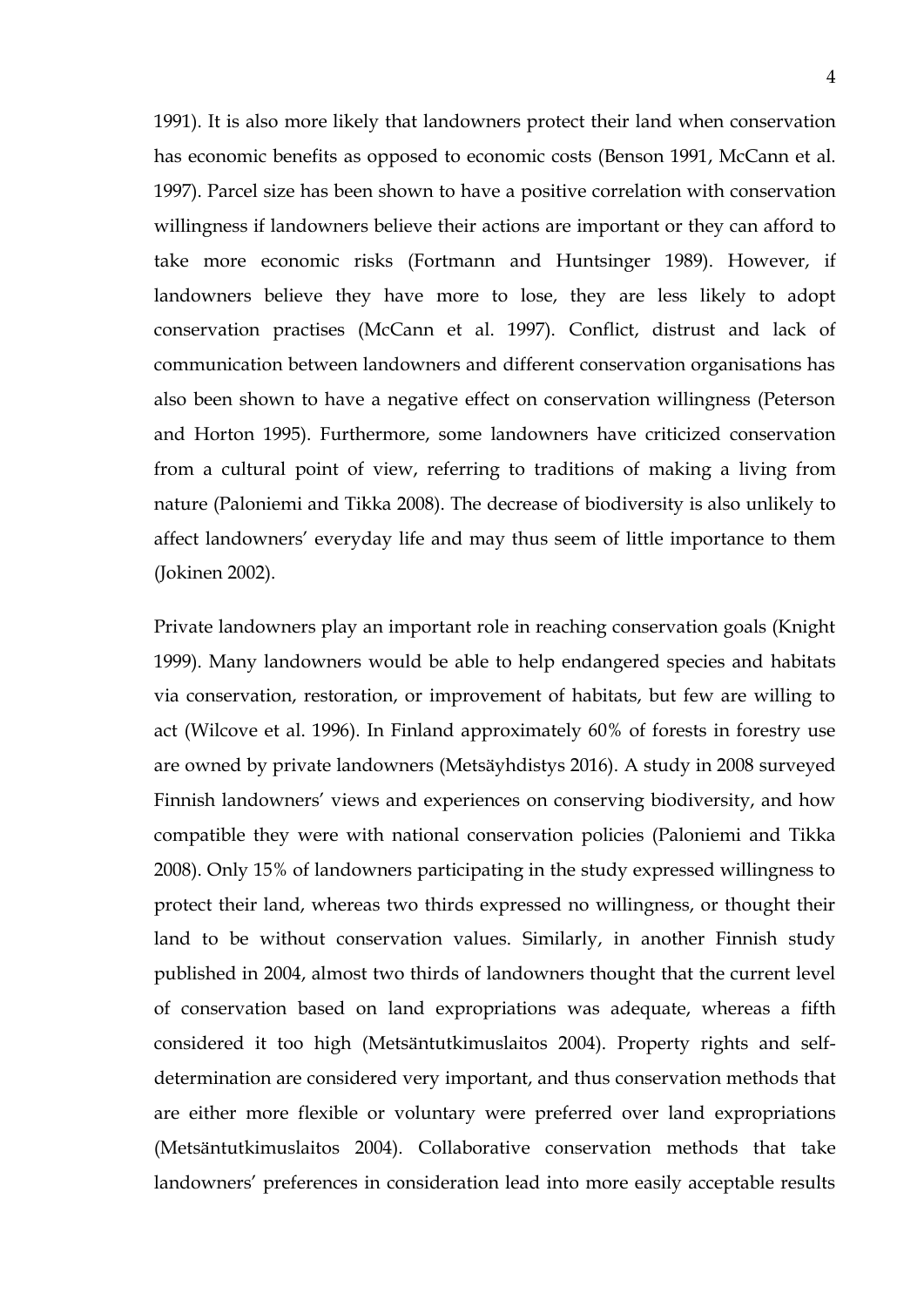1991). It is also more likely that landowners protect their land when conservation has economic benefits as opposed to economic costs (Benson 1991, McCann et al. 1997). Parcel size has been shown to have a positive correlation with conservation willingness if landowners believe their actions are important or they can afford to take more economic risks (Fortmann and Huntsinger 1989). However, if landowners believe they have more to lose, they are less likely to adopt conservation practises (McCann et al. 1997). Conflict, distrust and lack of communication between landowners and different conservation organisations has also been shown to have a negative effect on conservation willingness (Peterson and Horton 1995). Furthermore, some landowners have criticized conservation from a cultural point of view, referring to traditions of making a living from nature (Paloniemi and Tikka 2008). The decrease of biodiversity is also unlikely to affect landowners' everyday life and may thus seem of little importance to them (Jokinen 2002).

Private landowners play an important role in reaching conservation goals (Knight 1999). Many landowners would be able to help endangered species and habitats via conservation, restoration, or improvement of habitats, but few are willing to act (Wilcove et al. 1996). In Finland approximately 60% of forests in forestry use are owned by private landowners (Metsäyhdistys 2016). A study in 2008 surveyed Finnish landowners' views and experiences on conserving biodiversity, and how compatible they were with national conservation policies (Paloniemi and Tikka 2008). Only 15% of landowners participating in the study expressed willingness to protect their land, whereas two thirds expressed no willingness, or thought their land to be without conservation values. Similarly, in another Finnish study published in 2004, almost two thirds of landowners thought that the current level of conservation based on land expropriations was adequate, whereas a fifth considered it too high (Metsäntutkimuslaitos 2004). Property rights and self-determination are considered very important, and thus conservation methods that are either more flexible or voluntary were preferred over land expropriations (Metsäntutkimuslaitos 2004). Collaborative conservation methods that take landowners' preferences in consideration lead into more easily acceptable results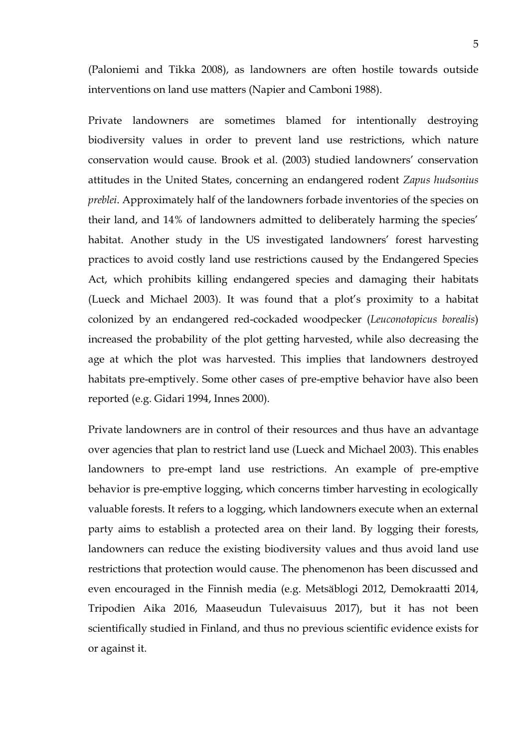(Paloniemi and Tikka 2008), as landowners are often hostile towards outside interventions on land use matters (Napier and Camboni 1988).

Private landowners are sometimes blamed for intentionally destroying biodiversity values in order to prevent land use restrictions, which nature conservation would cause. Brook et al. (2003) studied landowners' conservation attitudes in the United States, concerning an endangered rodent *Zapus hudsonius preblei*. Approximately half of the landowners forbade inventories of the species on their land, and 14% of landowners admitted to deliberately harming the species' habitat. Another study in the US investigated landowners' forest harvesting practices to avoid costly land use restrictions caused by the Endangered Species Act, which prohibits killing endangered species and damaging their habitats (Lueck and Michael 2003). It was found that a plot's proximity to a habitat colonized by an endangered red-cockaded woodpecker (*Leuconotopicus borealis*) increased the probability of the plot getting harvested, while also decreasing the age at which the plot was harvested. This implies that landowners destroyed habitats pre-emptively. Some other cases of pre-emptive behavior have also been reported (e.g. Gidari 1994, Innes 2000).

Private landowners are in control of their resources and thus have an advantage over agencies that plan to restrict land use (Lueck and Michael 2003). This enables landowners to pre-empt land use restrictions. An example of pre-emptive behavior is pre-emptive logging, which concerns timber harvesting in ecologically valuable forests. It refers to a logging, which landowners execute when an external party aims to establish a protected area on their land. By logging their forests, landowners can reduce the existing biodiversity values and thus avoid land use restrictions that protection would cause. The phenomenon has been discussed and even encouraged in the Finnish media (e.g. Metsäblogi 2012, Demokraatti 2014, Tripodien Aika 2016, Maaseudun Tulevaisuus 2017), but it has not been scientifically studied in Finland, and thus no previous scientific evidence exists for or against it.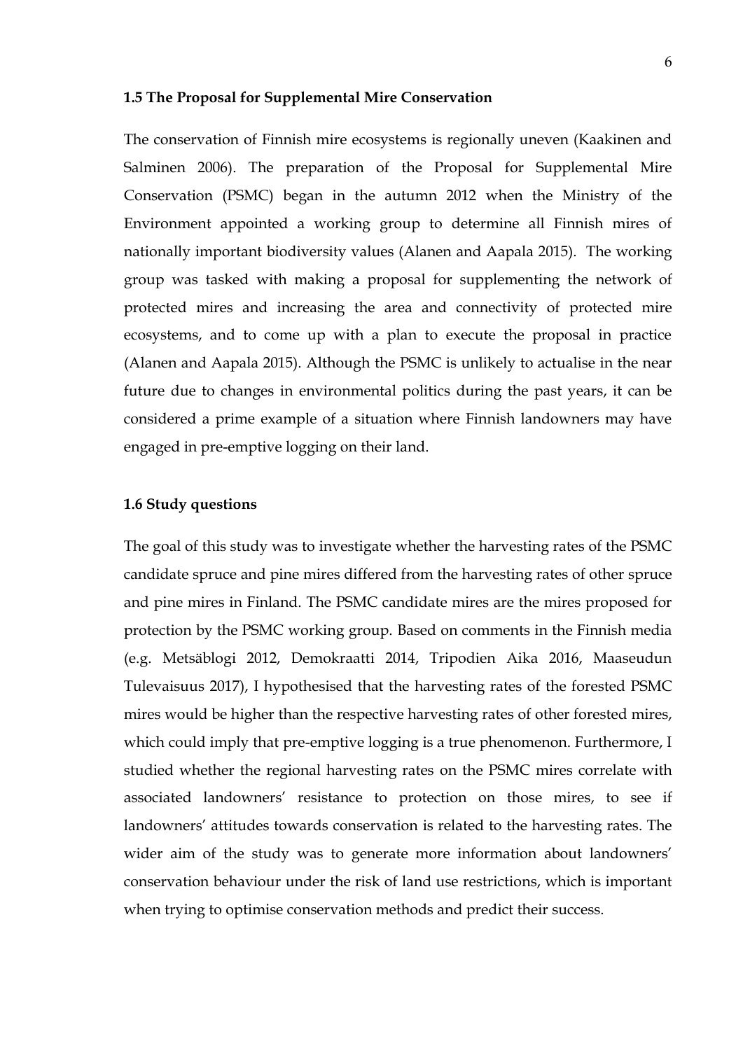### 1.5 The Proposal for Supplemental Mire Conservation

The conservation of Finnish mire ecosystems is regionally uneven (Kaakinen and Salminen 2006). The preparation of the Proposal for Supplemental Mire Conservation (PSMC) began in the autumn 2012 when the Ministry of the Environment appointed a working group to determine all Finnish mires of nationally important biodiversity values (Alanen and Aapala 2015). The working group was tasked with making a proposal for supplementing the network of protected mires and increasing the area and connectivity of protected mire ecosystems, and to come up with a plan to execute the proposal in practice (Alanen and Aapala 2015). Although the PSMC is unlikely to actualise in the near future due to changes in environmental politics during the past years, it can be considered a prime example of a situation where Finnish landowners may have engaged in pre-emptive logging on their land.

### 1.6 Study questions

The goal of this study was to investigate whether the harvesting rates of the PSMC candidate spruce and pine mires differed from the harvesting rates of other spruce and pine mires in Finland. The PSMC candidate mires are the mires proposed for protection by the PSMC working group. Based on comments in the Finnish media (e.g. Metsäblogi 2012, Demokraatti 2014, Tripodien Aika 2016, Maaseudun Tulevaisuus 2017), I hypothesised that the harvesting rates of the forested PSMC mires would be higher than the respective harvesting rates of other forested mires, which could imply that pre-emptive logging is a true phenomenon. Furthermore, I studied whether the regional harvesting rates on the PSMC mires correlate with associated landowners' resistance to protection on those mires, to see if landowners' attitudes towards conservation is related to the harvesting rates. The wider aim of the study was to generate more information about landowners' conservation behaviour under the risk of land use restrictions, which is important when trying to optimise conservation methods and predict their success.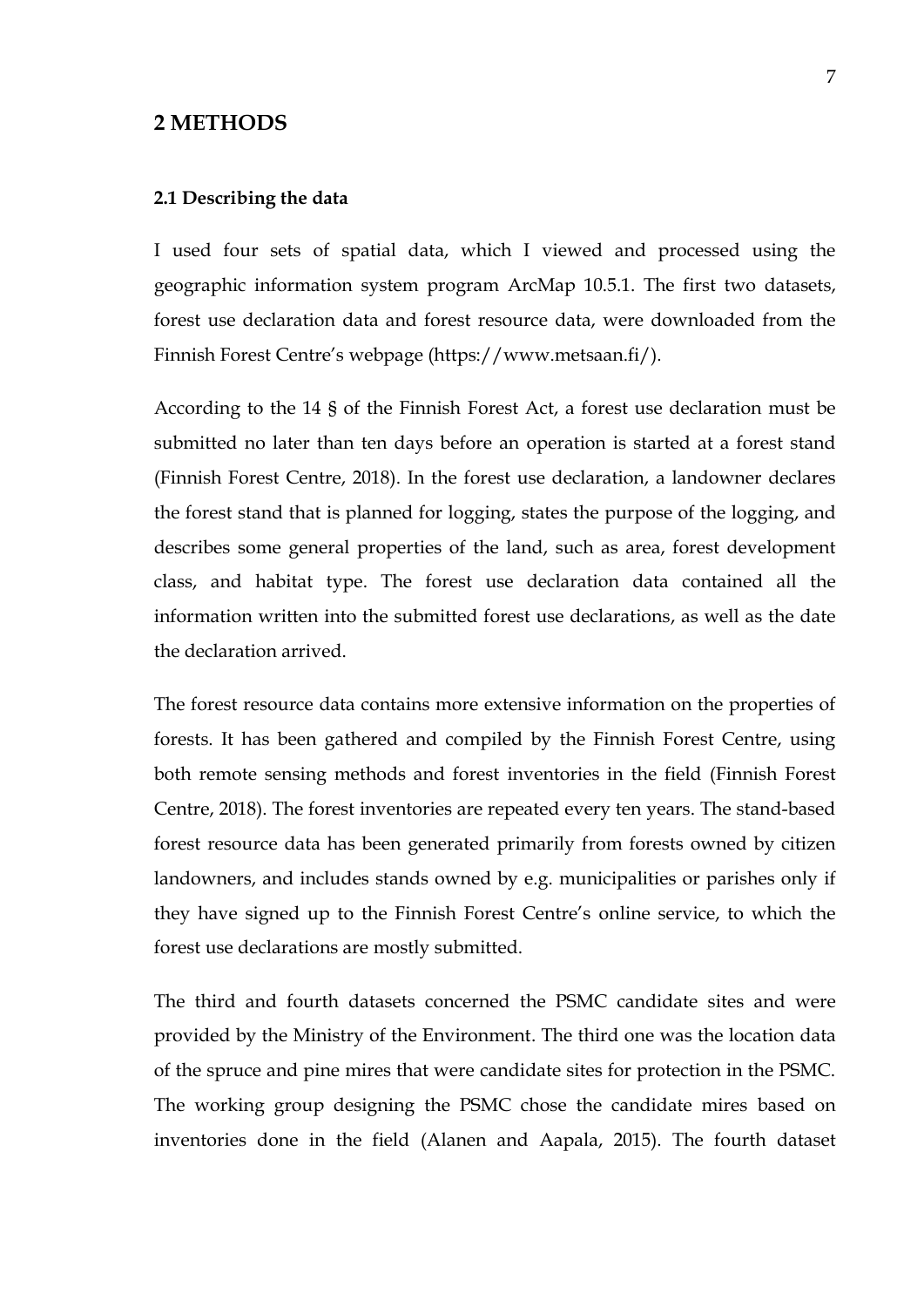# 2 METHODS

### 2.1 Describing the data

I used four sets of spatial data, which I viewed and processed using the geographic information system program ArcMap 10.5.1. The first two datasets, forest use declaration data and forest resource data, were downloaded from the Finnish Forest Centre's webpage (https://www.metsaan.fi/).

According to the 14 § of the Finnish Forest Act, a forest use declaration must be submitted no later than ten days before an operation is started at a forest stand (Finnish Forest Centre, 2018). In the forest use declaration, a landowner declares the forest stand that is planned for logging, states the purpose of the logging, and describes some general properties of the land, such as area, forest development class, and habitat type. The forest use declaration data contained all the information written into the submitted forest use declarations, as well as the date the declaration arrived.

The forest resource data contains more extensive information on the properties of forests. It has been gathered and compiled by the Finnish Forest Centre, using both remote sensing methods and forest inventories in the field (Finnish Forest Centre, 2018). The forest inventories are repeated every ten years. The stand-based forest resource data has been generated primarily from forests owned by citizen landowners, and includes stands owned by e.g. municipalities or parishes only if they have signed up to the Finnish Forest Centre's online service, to which the forest use declarations are mostly submitted.

The third and fourth datasets concerned the PSMC candidate sites and were provided by the Ministry of the Environment. The third one was the location data of the spruce and pine mires that were candidate sites for protection in the PSMC. The working group designing the PSMC chose the candidate mires based on inventories done in the field (Alanen and Aapala, 2015). The fourth dataset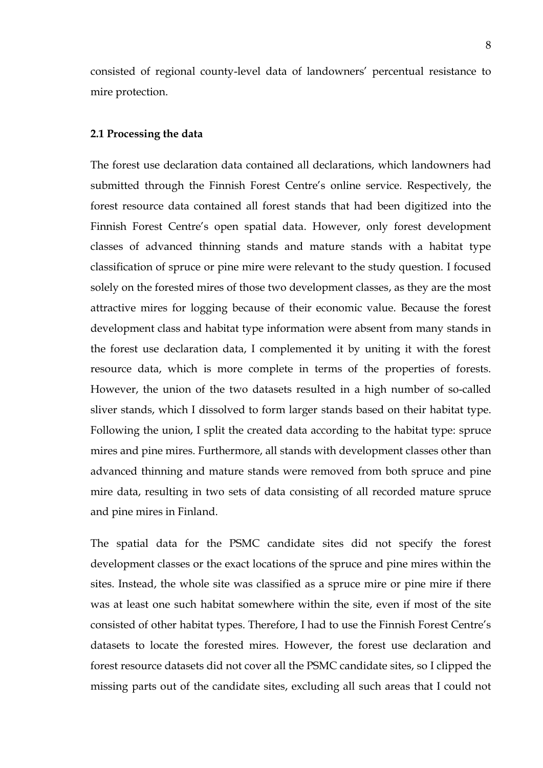consisted of regional county-level data of landowners' percentual resistance to mire protection.

### 2.1 Processing the data

The forest use declaration data contained all declarations, which landowners had submitted through the Finnish Forest Centre's online service. Respectively, the forest resource data contained all forest stands that had been digitized into the Finnish Forest Centre's open spatial data. However, only forest development classes of advanced thinning stands and mature stands with a habitat type classification of spruce or pine mire were relevant to the study question. I focused solely on the forested mires of those two development classes, as they are the most attractive mires for logging because of their economic value. Because the forest development class and habitat type information were absent from many stands in the forest use declaration data, I complemented it by uniting it with the forest resource data, which is more complete in terms of the properties of forests. However, the union of the two datasets resulted in a high number of so-called sliver stands, which I dissolved to form larger stands based on their habitat type. Following the union, I split the created data according to the habitat type: spruce mires and pine mires. Furthermore, all stands with development classes other than advanced thinning and mature stands were removed from both spruce and pine mire data, resulting in two sets of data consisting of all recorded mature spruce and pine mires in Finland.

The spatial data for the PSMC candidate sites did not specify the forest development classes or the exact locations of the spruce and pine mires within the sites. Instead, the whole site was classified as a spruce mire or pine mire if there was at least one such habitat somewhere within the site, even if most of the site consisted of other habitat types. Therefore, I had to use the Finnish Forest Centre's datasets to locate the forested mires. However, the forest use declaration and forest resource datasets did not cover all the PSMC candidate sites, so I clipped the missing parts out of the candidate sites, excluding all such areas that I could not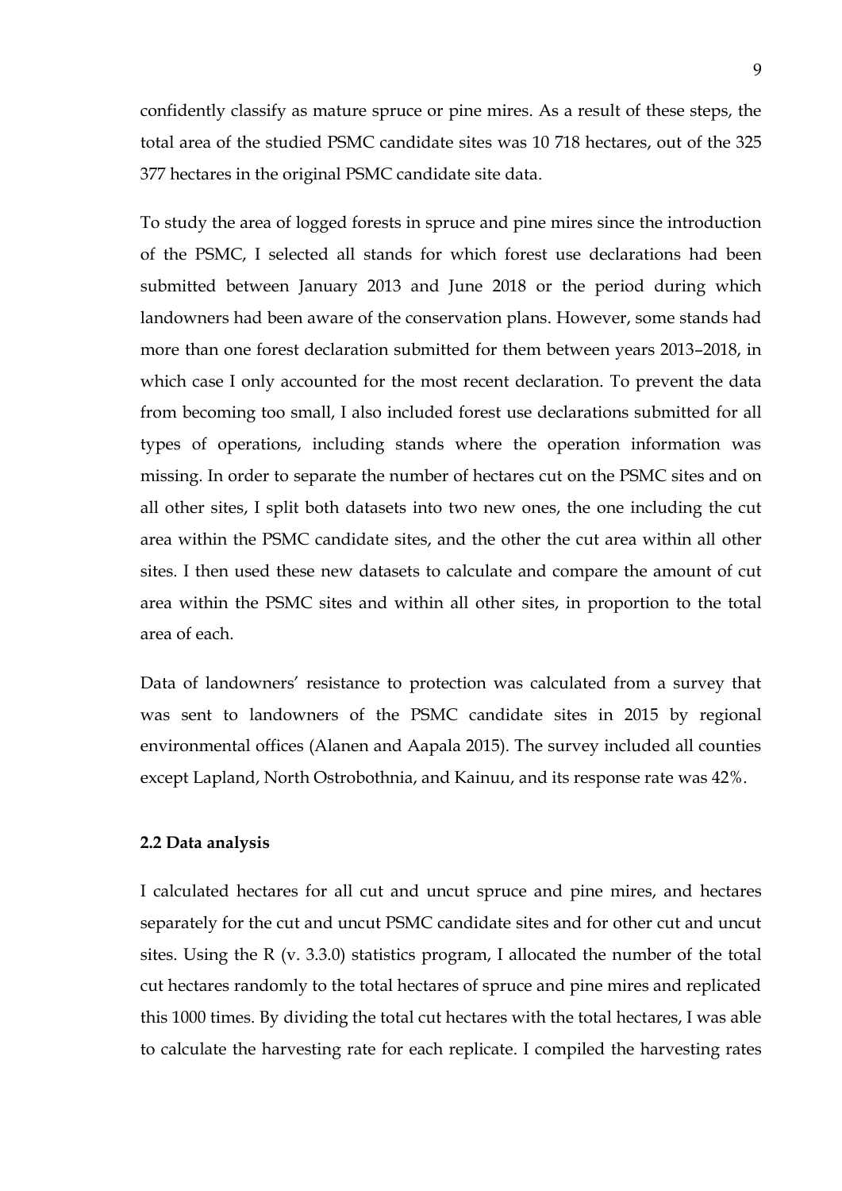confidently classify as mature spruce or pine mires. As a result of these steps, the total area of the studied PSMC candidate sites was 10 718 hectares, out of the 325 377 hectares in the original PSMC candidate site data.

To study the area of logged forests in spruce and pine mires since the introduction of the PSMC, I selected all stands for which forest use declarations had been submitted between January 2013 and June 2018 or the period during which landowners had been aware of the conservation plans. However, some stands had more than one forest declaration submitted for them between years 2013–2018, in which case I only accounted for the most recent declaration. To prevent the data from becoming too small, I also included forest use declarations submitted for all types of operations, including stands where the operation information was missing. In order to separate the number of hectares cut on the PSMC sites and on all other sites, I split both datasets into two new ones, the one including the cut area within the PSMC candidate sites, and the other the cut area within all other sites. I then used these new datasets to calculate and compare the amount of cut area within the PSMC sites and within all other sites, in proportion to the total area of each.

Data of landowners' resistance to protection was calculated from a survey that was sent to landowners of the PSMC candidate sites in 2015 by regional environmental offices (Alanen and Aapala 2015). The survey included all counties except Lapland, North Ostrobothnia, and Kainuu, and its response rate was 42%.

### 2.2 Data analysis

I calculated hectares for all cut and uncut spruce and pine mires, and hectares separately for the cut and uncut PSMC candidate sites and for other cut and uncut sites. Using the R (v. 3.3.0) statistics program, I allocated the number of the total cut hectares randomly to the total hectares of spruce and pine mires and replicated this 1000 times. By dividing the total cut hectares with the total hectares, I was able to calculate the harvesting rate for each replicate. I compiled the harvesting rates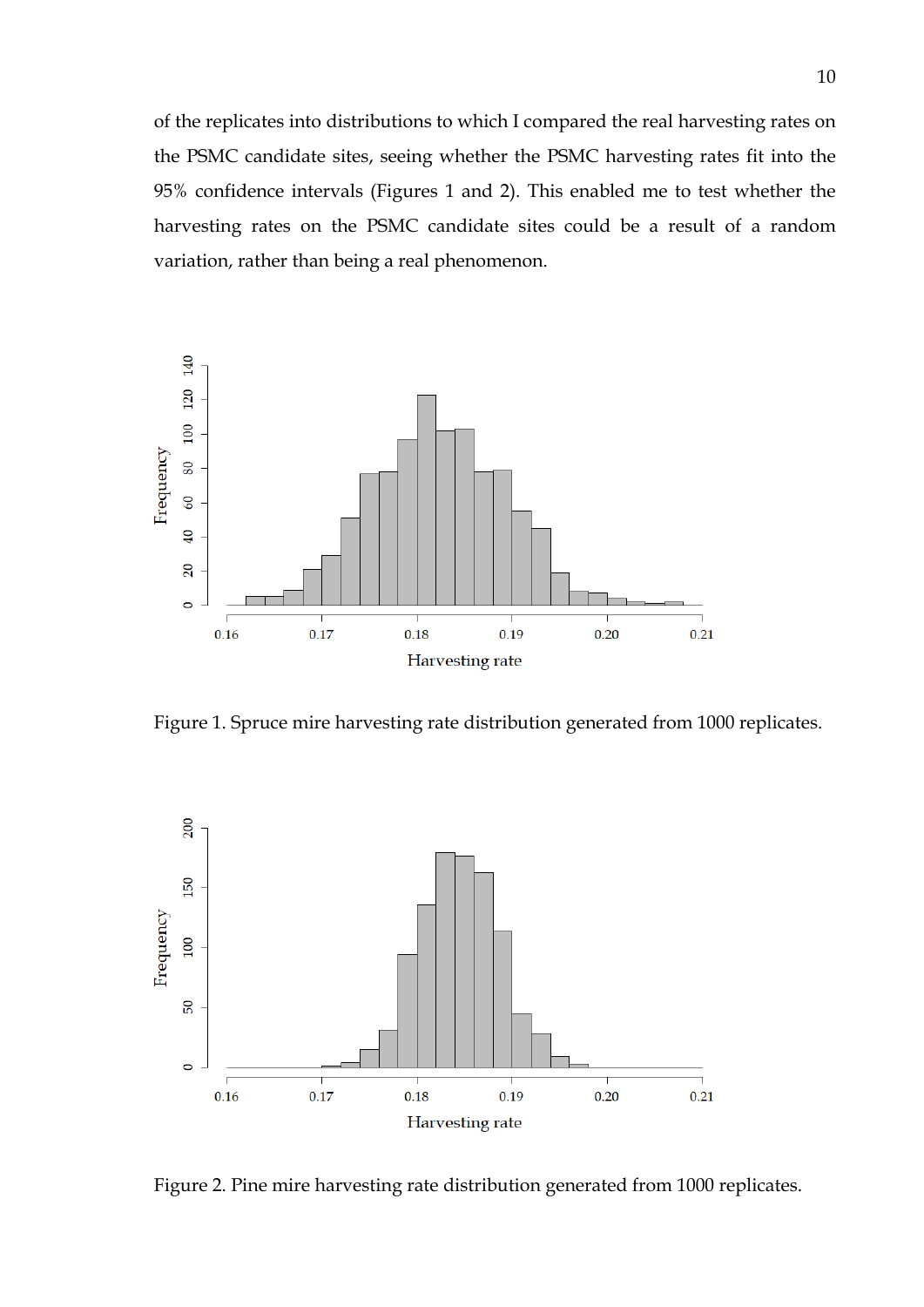of the replicates into distributions to which I compared the real harvesting rates on the PSMC candidate sites, seeing whether the PSMC harvesting rates fit into the 95% confidence intervals (Figures 1 and 2). This enabled me to test whether the harvesting rates on the PSMC candidate sites could be a result of a random variation, rather than being a real phenomenon.

Figure 1. Spruce mire harvesting rate distribution generated from 1000 replicates.

Figure 2. Pine mire harvesting rate distribution generated from 1000 replicates.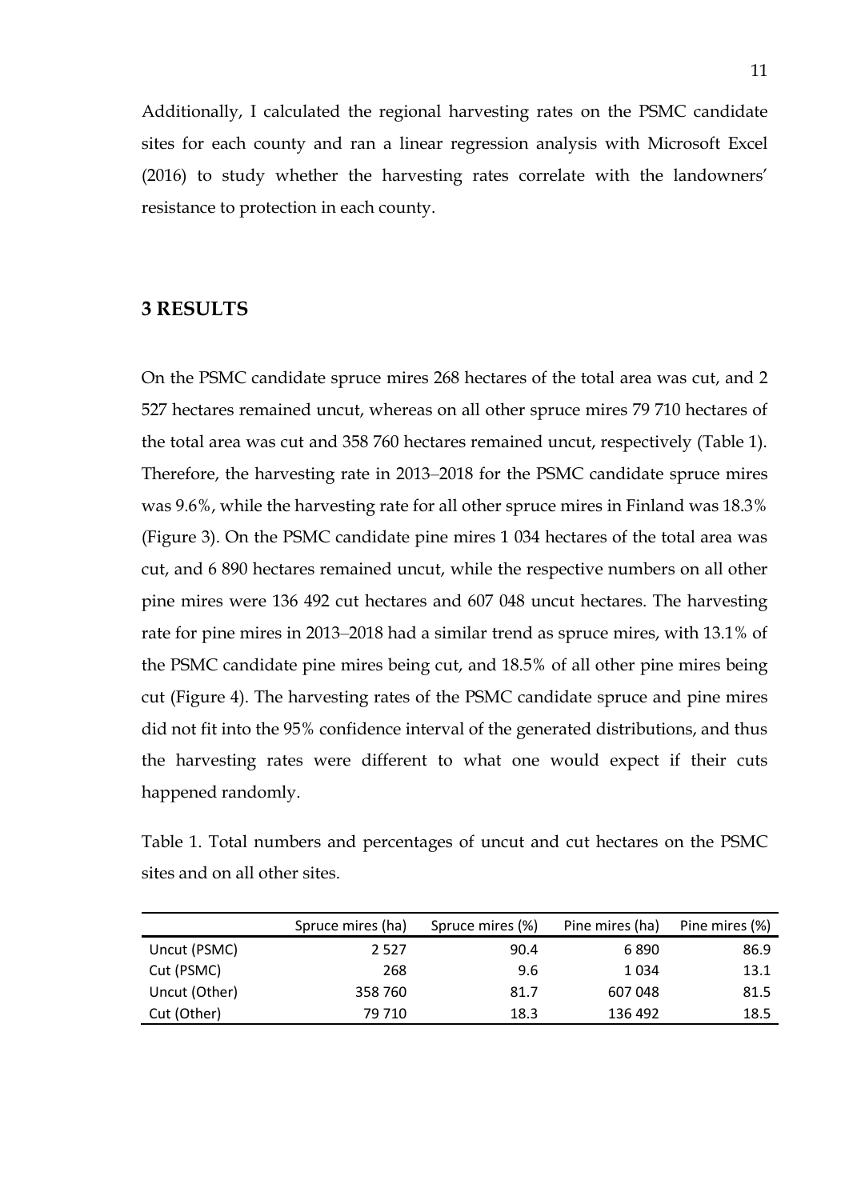Additionally, I calculated the regional harvesting rates on the PSMC candidate sites for each county and ran a linear regression analysis with Microsoft Excel (2016) to study whether the harvesting rates correlate with the landowners' resistance to protection in each county.

## 3 RESULTS

On the PSMC candidate spruce mires 268 hectares of the total area was cut, and 2 527 hectares remained uncut, whereas on all other spruce mires 79 710 hectares of the total area was cut and 358 760 hectares remained uncut, respectively (Table 1). Therefore, the harvesting rate in 2013–2018 for the PSMC candidate spruce mires was 9.6%, while the harvesting rate for all other spruce mires in Finland was 18.3% (Figure 3). On the PSMC candidate pine mires 1 034 hectares of the total area was cut, and 6 890 hectares remained uncut, while the respective numbers on all other pine mires were 136 492 cut hectares and 607 048 uncut hectares. The harvesting rate for pine mires in 2013–2018 had a similar trend as spruce mires, with 13.1% of the PSMC candidate pine mires being cut, and 18.5% of all other pine mires being cut (Figure 4). The harvesting rates of the PSMC candidate spruce and pine mires did not fit into the 95% confidence interval of the generated distributions, and thus the harvesting rates were different to what one would expect if their cuts happened randomly.

Table 1. Total numbers and percentages of uncut and cut hectares on the PSMC sites and on all other sites.

| | Spruce mires (ha) | Spruce mires (%) | Pine mires (ha) | Pine mires (%) |
|---|---|---|---|---|
| Uncut (PSMC) | 2 527 | 90.4 | 6 890 | 86.9 |
| Cut (PSMC) | 268 | 9.6 | 1 034 | 13.1 |
| Uncut (Other) | 358 760 | 81.7 | 607 048 | 81.5 |
| Cut (Other) | 79 710 | 18.3 | 136 492 | 18.5 |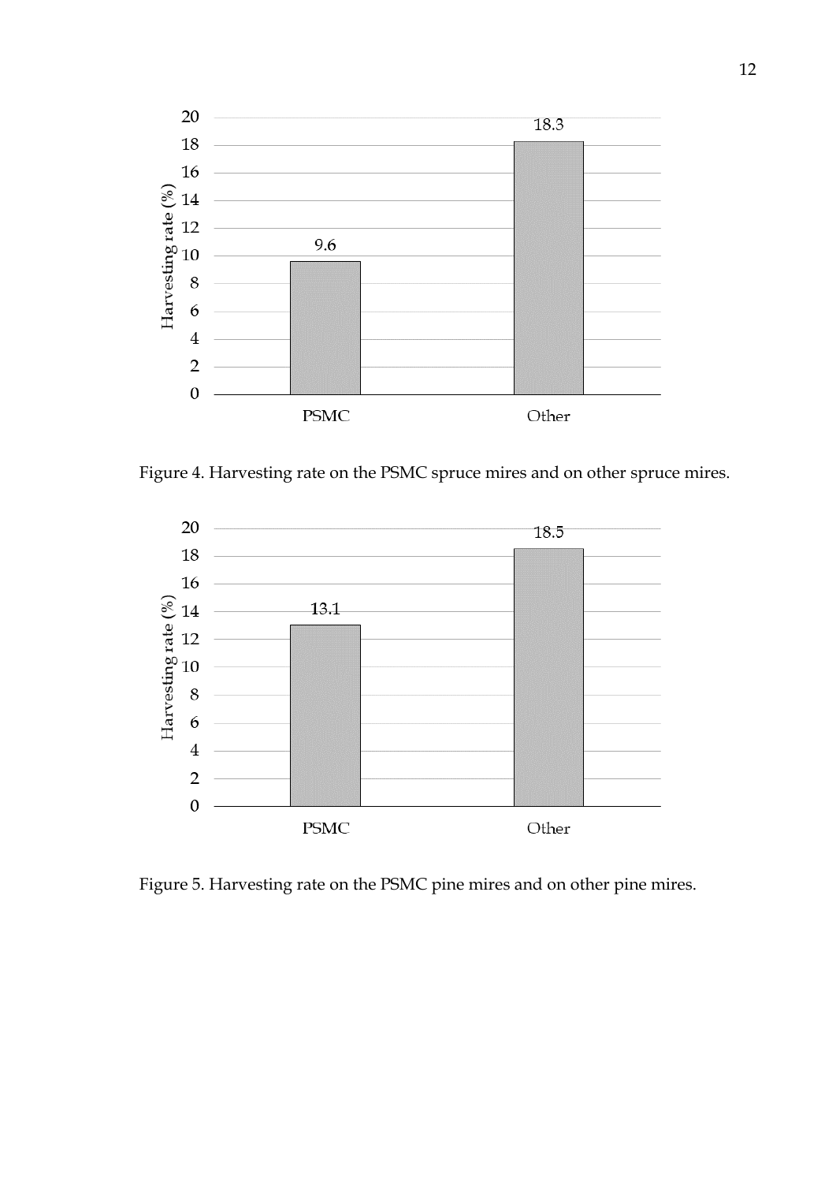Figure 4. Harvesting rate on the PSMC spruce mires and on other spruce mires.

Figure 5. Harvesting rate on the PSMC pine mires and on other pine mires.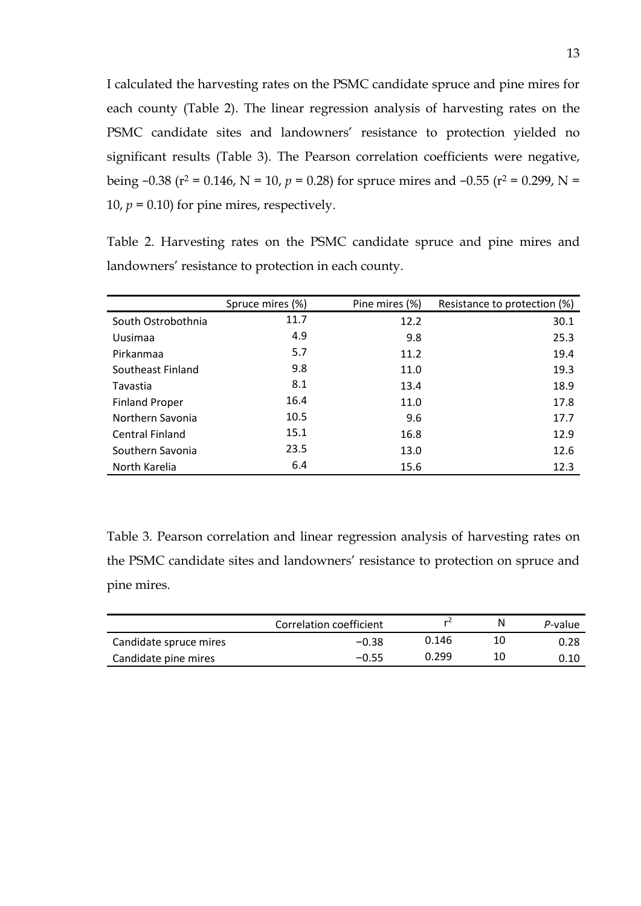I calculated the harvesting rates on the PSMC candidate spruce and pine mires for each county (Table 2). The linear regression analysis of harvesting rates on the PSMC candidate sites and landowners' resistance to protection yielded no significant results (Table 3). The Pearson correlation coefficients were negative, being −0.38 ($r^2 = 0.146$, N = 10, $p = 0.28$) for spruce mires and −0.55 ($r^2 = 0.299$, N = 10, $p = 0.10$) for pine mires, respectively.

Table 2. Harvesting rates on the PSMC candidate spruce and pine mires and landowners' resistance to protection in each county.

| | Spruce mires (%) | Pine mires (%) | Resistance to protection (%) |
|---|---|---|---|
| South Ostrobothnia | 11.7 | 12.2 | 30.1 |
| Uusimaa | 4.9 | 9.8 | 25.3 |
| Pirkanmaa | 5.7 | 11.2 | 19.4 |
| Southeast Finland | 9.8 | 11.0 | 19.3 |
| Tavastia | 8.1 | 13.4 | 18.9 |
| Finland Proper | 16.4 | 11.0 | 17.8 |
| Northern Savonia | 10.5 | 9.6 | 17.7 |
| Central Finland | 15.1 | 16.8 | 12.9 |
| Southern Savonia | 23.5 | 13.0 | 12.6 |
| North Karelia | 6.4 | 15.6 | 12.3 |

Table 3. Pearson correlation and linear regression analysis of harvesting rates on the PSMC candidate sites and landowners' resistance to protection on spruce and pine mires.

| | Correlation coefficient | $r^2$ | N | *P*-value |
|---|---|---|---|---|
| Candidate spruce mires | −0.38 | 0.146 | 10 | 0.28 |
| Candidate pine mires | −0.55 | 0.299 | 10 | 0.10 |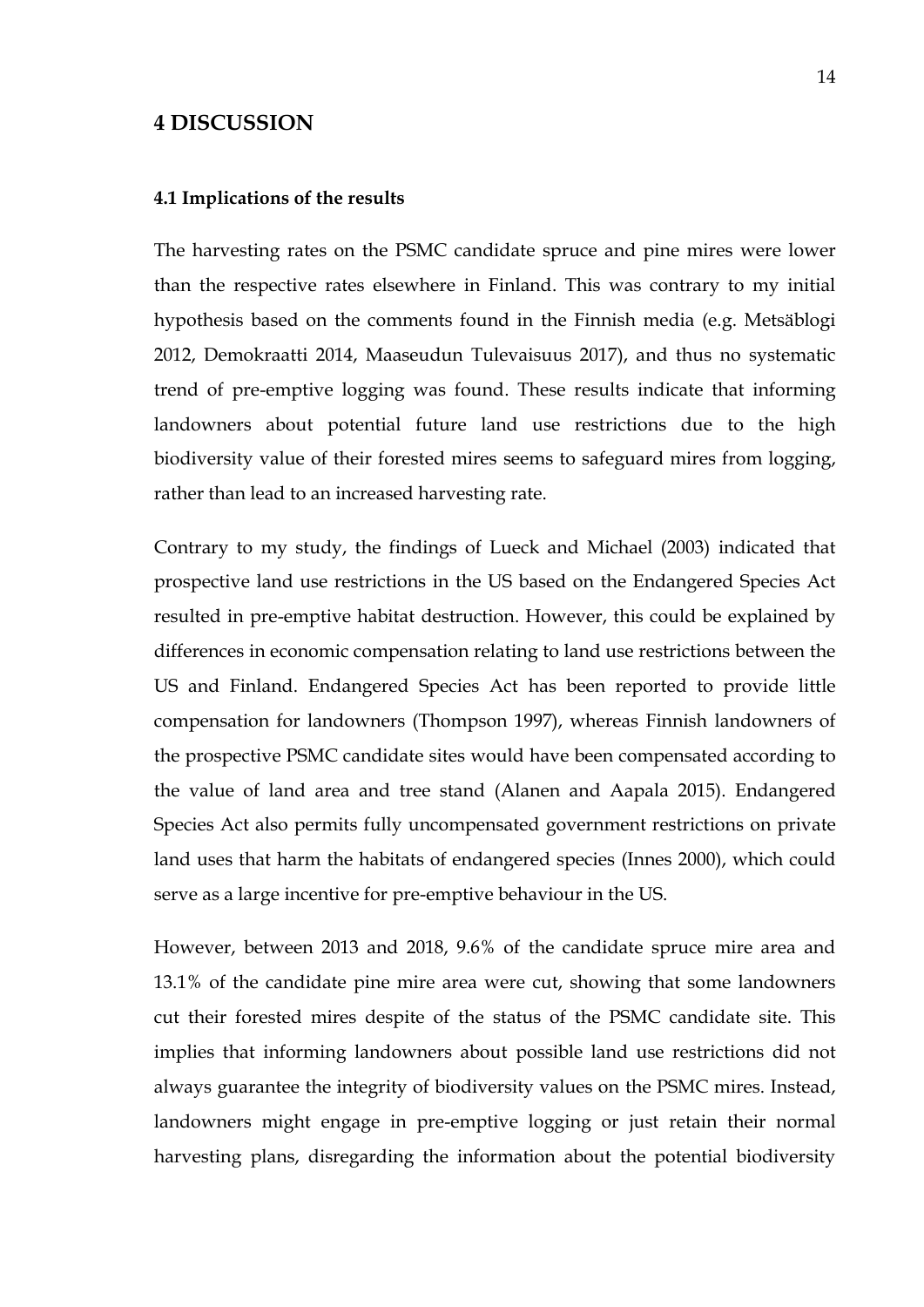# 4 DISCUSSION

## 4.1 Implications of the results

The harvesting rates on the PSMC candidate spruce and pine mires were lower than the respective rates elsewhere in Finland. This was contrary to my initial hypothesis based on the comments found in the Finnish media (e.g. Metsäblogi 2012, Demokraatti 2014, Maaseudun Tulevaisuus 2017), and thus no systematic trend of pre-emptive logging was found. These results indicate that informing landowners about potential future land use restrictions due to the high biodiversity value of their forested mires seems to safeguard mires from logging, rather than lead to an increased harvesting rate.

Contrary to my study, the findings of Lueck and Michael (2003) indicated that prospective land use restrictions in the US based on the Endangered Species Act resulted in pre-emptive habitat destruction. However, this could be explained by differences in economic compensation relating to land use restrictions between the US and Finland. Endangered Species Act has been reported to provide little compensation for landowners (Thompson 1997), whereas Finnish landowners of the prospective PSMC candidate sites would have been compensated according to the value of land area and tree stand (Alanen and Aapala 2015). Endangered Species Act also permits fully uncompensated government restrictions on private land uses that harm the habitats of endangered species (Innes 2000), which could serve as a large incentive for pre-emptive behaviour in the US.

However, between 2013 and 2018, 9.6% of the candidate spruce mire area and 13.1% of the candidate pine mire area were cut, showing that some landowners cut their forested mires despite of the status of the PSMC candidate site. This implies that informing landowners about possible land use restrictions did not always guarantee the integrity of biodiversity values on the PSMC mires. Instead, landowners might engage in pre-emptive logging or just retain their normal harvesting plans, disregarding the information about the potential biodiversity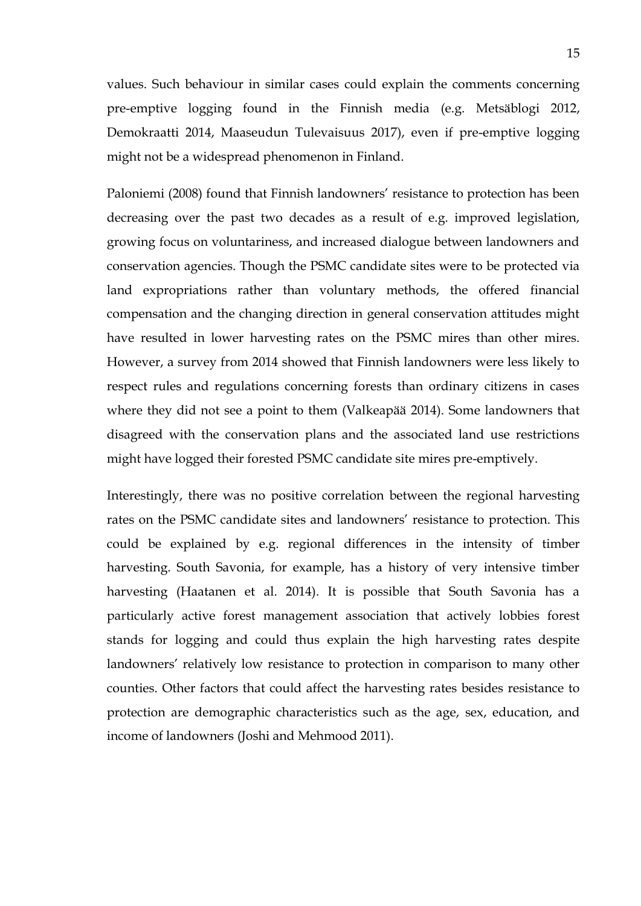values. Such behaviour in similar cases could explain the comments concerning pre-emptive logging found in the Finnish media (e.g. Metsäblogi 2012, Demokraatti 2014, Maaseudun Tulevaisuus 2017), even if pre-emptive logging might not be a widespread phenomenon in Finland.

Paloniemi (2008) found that Finnish landowners' resistance to protection has been decreasing over the past two decades as a result of e.g. improved legislation, growing focus on voluntariness, and increased dialogue between landowners and conservation agencies. Though the PSMC candidate sites were to be protected via land expropriations rather than voluntary methods, the offered financial compensation and the changing direction in general conservation attitudes might have resulted in lower harvesting rates on the PSMC mires than other mires. However, a survey from 2014 showed that Finnish landowners were less likely to respect rules and regulations concerning forests than ordinary citizens in cases where they did not see a point to them (Valkeapää 2014). Some landowners that disagreed with the conservation plans and the associated land use restrictions might have logged their forested PSMC candidate site mires pre-emptively.

Interestingly, there was no positive correlation between the regional harvesting rates on the PSMC candidate sites and landowners' resistance to protection. This could be explained by e.g. regional differences in the intensity of timber harvesting. South Savonia, for example, has a history of very intensive timber harvesting (Haatanen et al. 2014). It is possible that South Savonia has a particularly active forest management association that actively lobbies forest stands for logging and could thus explain the high harvesting rates despite landowners' relatively low resistance to protection in comparison to many other counties. Other factors that could affect the harvesting rates besides resistance to protection are demographic characteristics such as the age, sex, education, and income of landowners (Joshi and Mehmood 2011).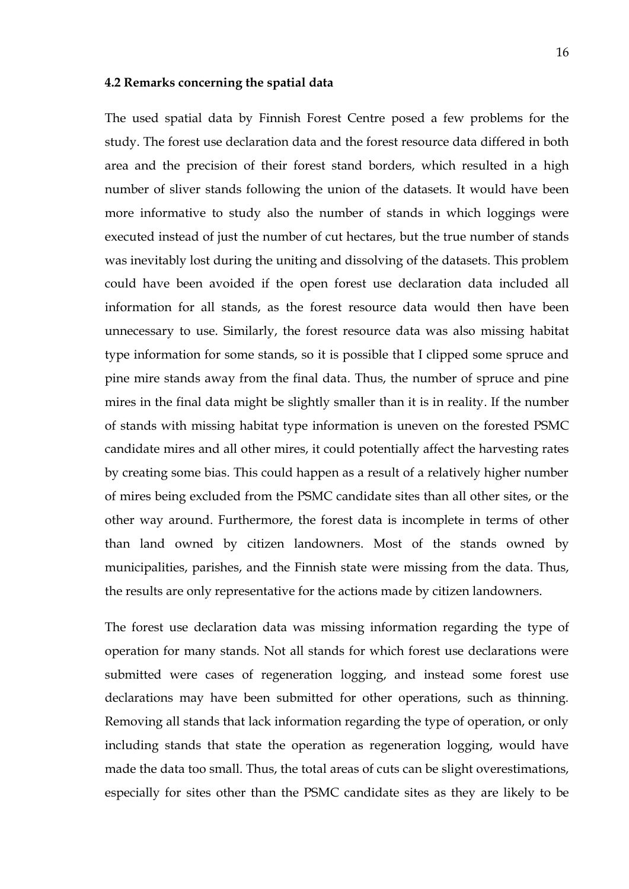### 4.2 Remarks concerning the spatial data

The used spatial data by Finnish Forest Centre posed a few problems for the study. The forest use declaration data and the forest resource data differed in both area and the precision of their forest stand borders, which resulted in a high number of sliver stands following the union of the datasets. It would have been more informative to study also the number of stands in which loggings were executed instead of just the number of cut hectares, but the true number of stands was inevitably lost during the uniting and dissolving of the datasets. This problem could have been avoided if the open forest use declaration data included all information for all stands, as the forest resource data would then have been unnecessary to use. Similarly, the forest resource data was also missing habitat type information for some stands, so it is possible that I clipped some spruce and pine mire stands away from the final data. Thus, the number of spruce and pine mires in the final data might be slightly smaller than it is in reality. If the number of stands with missing habitat type information is uneven on the forested PSMC candidate mires and all other mires, it could potentially affect the harvesting rates by creating some bias. This could happen as a result of a relatively higher number of mires being excluded from the PSMC candidate sites than all other sites, or the other way around. Furthermore, the forest data is incomplete in terms of other than land owned by citizen landowners. Most of the stands owned by municipalities, parishes, and the Finnish state were missing from the data. Thus, the results are only representative for the actions made by citizen landowners.

The forest use declaration data was missing information regarding the type of operation for many stands. Not all stands for which forest use declarations were submitted were cases of regeneration logging, and instead some forest use declarations may have been submitted for other operations, such as thinning. Removing all stands that lack information regarding the type of operation, or only including stands that state the operation as regeneration logging, would have made the data too small. Thus, the total areas of cuts can be slight overestimations, especially for sites other than the PSMC candidate sites as they are likely to be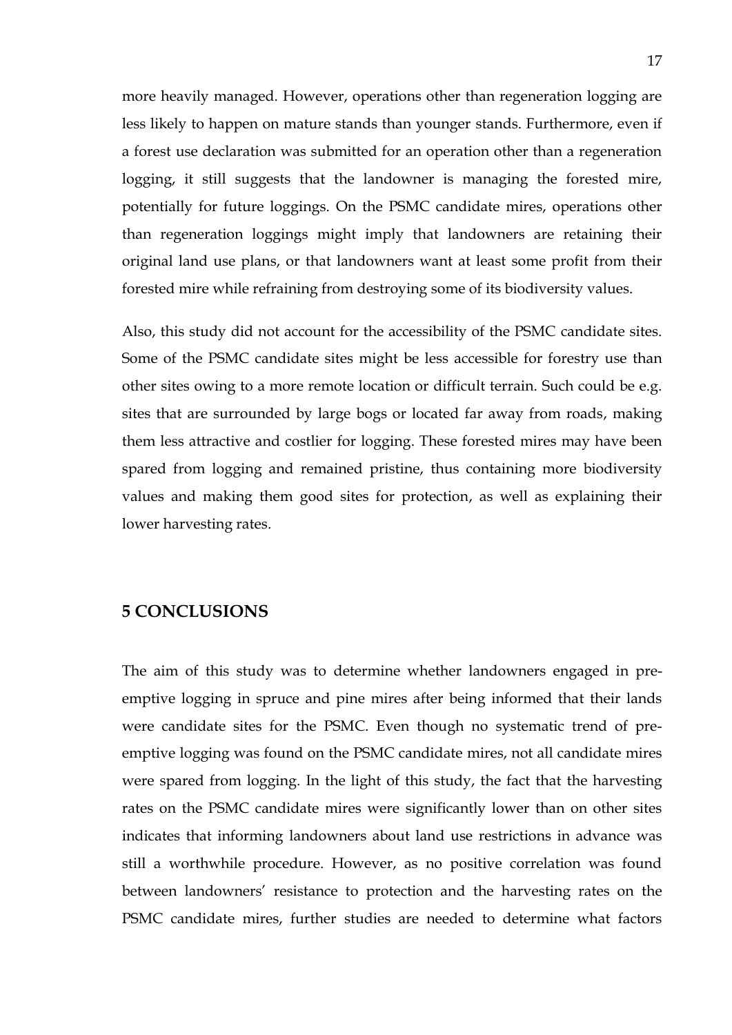more heavily managed. However, operations other than regeneration logging are less likely to happen on mature stands than younger stands. Furthermore, even if a forest use declaration was submitted for an operation other than a regeneration logging, it still suggests that the landowner is managing the forested mire, potentially for future loggings. On the PSMC candidate mires, operations other than regeneration loggings might imply that landowners are retaining their original land use plans, or that landowners want at least some profit from their forested mire while refraining from destroying some of its biodiversity values.

Also, this study did not account for the accessibility of the PSMC candidate sites. Some of the PSMC candidate sites might be less accessible for forestry use than other sites owing to a more remote location or difficult terrain. Such could be e.g. sites that are surrounded by large bogs or located far away from roads, making them less attractive and costlier for logging. These forested mires may have been spared from logging and remained pristine, thus containing more biodiversity values and making them good sites for protection, as well as explaining their lower harvesting rates.

## 5 CONCLUSIONS

The aim of this study was to determine whether landowners engaged in pre-emptive logging in spruce and pine mires after being informed that their lands were candidate sites for the PSMC. Even though no systematic trend of pre-emptive logging was found on the PSMC candidate mires, not all candidate mires were spared from logging. In the light of this study, the fact that the harvesting rates on the PSMC candidate mires were significantly lower than on other sites indicates that informing landowners about land use restrictions in advance was still a worthwhile procedure. However, as no positive correlation was found between landowners' resistance to protection and the harvesting rates on the PSMC candidate mires, further studies are needed to determine what factors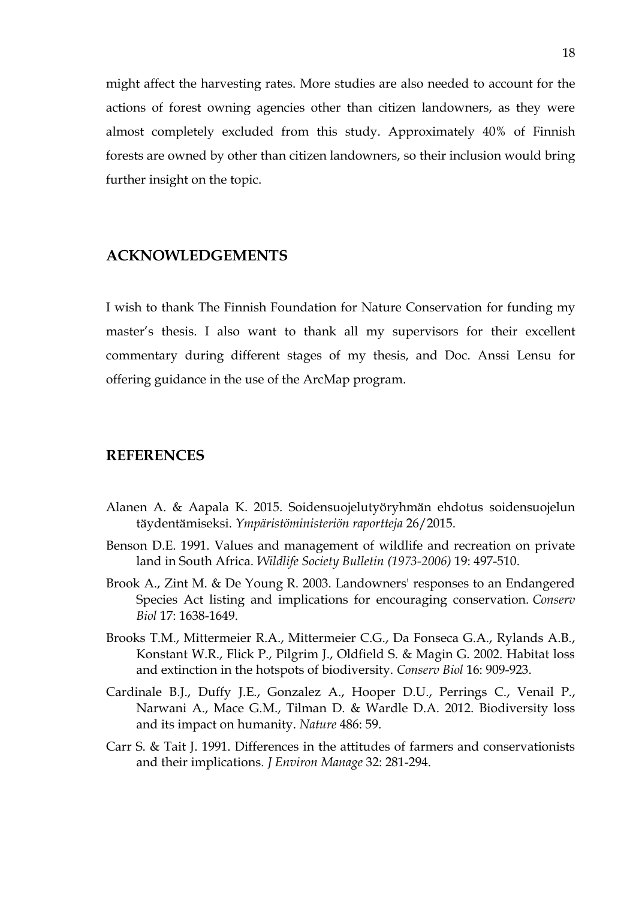might affect the harvesting rates. More studies are also needed to account for the actions of forest owning agencies other than citizen landowners, as they were almost completely excluded from this study. Approximately 40% of Finnish forests are owned by other than citizen landowners, so their inclusion would bring further insight on the topic.

## ACKNOWLEDGEMENTS

I wish to thank The Finnish Foundation for Nature Conservation for funding my master's thesis. I also want to thank all my supervisors for their excellent commentary during different stages of my thesis, and Doc. Anssi Lensu for offering guidance in the use of the ArcMap program.

## REFERENCES

Alanen A. & Aapala K. 2015. Soidensuojelutyöryhmän ehdotus soidensuojelun täydentämiseksi. *Ympäristöministeriön raportteja* 26/2015.

Benson D.E. 1991. Values and management of wildlife and recreation on private land in South Africa. *Wildlife Society Bulletin (1973-2006)* 19: 497-510.

Brook A., Zint M. & De Young R. 2003. Landowners' responses to an Endangered Species Act listing and implications for encouraging conservation. *Conserv Biol* 17: 1638-1649.

Brooks T.M., Mittermeier R.A., Mittermeier C.G., Da Fonseca G.A., Rylands A.B., Konstant W.R., Flick P., Pilgrim J., Oldfield S. & Magin G. 2002. Habitat loss and extinction in the hotspots of biodiversity. *Conserv Biol* 16: 909-923.

Cardinale B.J., Duffy J.E., Gonzalez A., Hooper D.U., Perrings C., Venail P., Narwani A., Mace G.M., Tilman D. & Wardle D.A. 2012. Biodiversity loss and its impact on humanity. *Nature* 486: 59.

Carr S. & Tait J. 1991. Differences in the attitudes of farmers and conservationists and their implications. *J Environ Manage* 32: 281-294.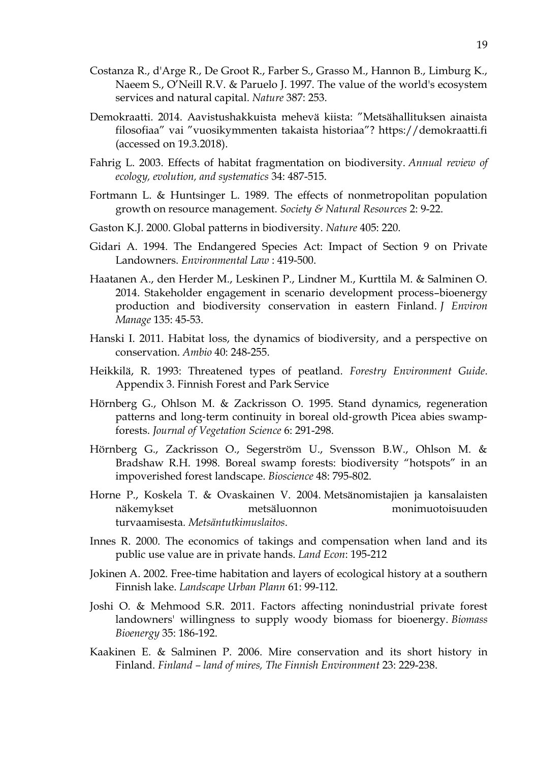Costanza R., d'Arge R., De Groot R., Farber S., Grasso M., Hannon B., Limburg K., Naeem S., O'Neill R.V. & Paruelo J. 1997. The value of the world's ecosystem services and natural capital. *Nature* 387: 253.

Demokraatti. 2014. Aavistushakkuista mehevä kiista: "Metsähallituksen ainaista filosofiaa" vai "vuosikymmenten takaista historiaa"? https://demokraatti.fi (accessed on 19.3.2018).

Fahrig L. 2003. Effects of habitat fragmentation on biodiversity. *Annual review of ecology, evolution, and systematics* 34: 487-515.

Fortmann L. & Huntsinger L. 1989. The effects of nonmetropolitan population growth on resource management. *Society & Natural Resources* 2: 9-22.

Gaston K.J. 2000. Global patterns in biodiversity. *Nature* 405: 220.

Gidari A. 1994. The Endangered Species Act: Impact of Section 9 on Private Landowners. *Environmental Law* : 419-500.

Haatanen A., den Herder M., Leskinen P., Lindner M., Kurttila M. & Salminen O. 2014. Stakeholder engagement in scenario development process–bioenergy production and biodiversity conservation in eastern Finland. *J Environ Manage* 135: 45-53.

Hanski I. 2011. Habitat loss, the dynamics of biodiversity, and a perspective on conservation. *Ambio* 40: 248-255.

Heikkilä, R. 1993: Threatened types of peatland. *Forestry Environment Guide*. Appendix 3. Finnish Forest and Park Service

Hörnberg G., Ohlson M. & Zackrisson O. 1995. Stand dynamics, regeneration patterns and long-term continuity in boreal old-growth Picea abies swamp-forests. *Journal of Vegetation Science* 6: 291-298.

Hörnberg G., Zackrisson O., Segerström U., Svensson B.W., Ohlson M. & Bradshaw R.H. 1998. Boreal swamp forests: biodiversity "hotspots" in an impoverished forest landscape. *Bioscience* 48: 795-802.

Horne P., Koskela T. & Ovaskainen V. 2004. Metsänomistajien ja kansalaisten näkemykset metsäluonnon monimuotoisuuden turvaamisesta. *Metsäntutkimuslaitos*.

Innes R. 2000. The economics of takings and compensation when land and its public use value are in private hands. *Land Econ*: 195-212

Jokinen A. 2002. Free-time habitation and layers of ecological history at a southern Finnish lake. *Landscape Urban Plann* 61: 99-112.

Joshi O. & Mehmood S.R. 2011. Factors affecting nonindustrial private forest landowners' willingness to supply woody biomass for bioenergy. *Biomass Bioenergy* 35: 186-192.

Kaakinen E. & Salminen P. 2006. Mire conservation and its short history in Finland. *Finland – land of mires, The Finnish Environment* 23: 229-238.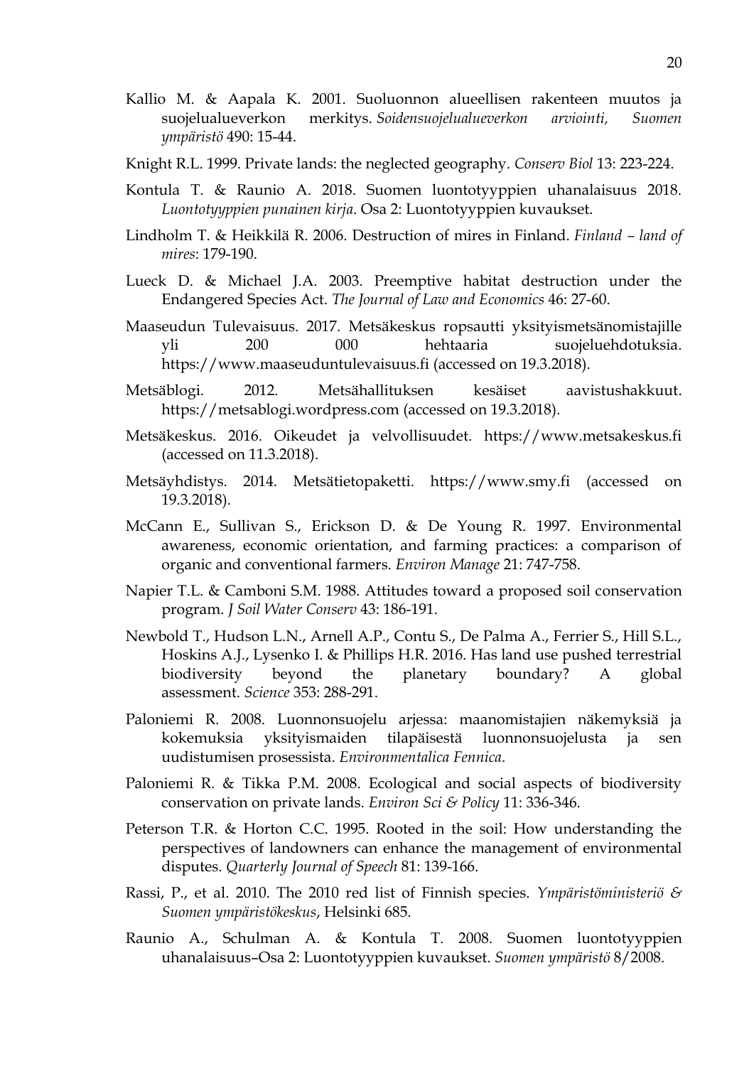Kallio M. & Aapala K. 2001. Suoluonnon alueellisen rakenteen muutos ja suojelualueverkon merkitys. *Soidensuojelualueverkon arviointi, Suomen ympäristö* 490: 15-44.

Knight R.L. 1999. Private lands: the neglected geography. *Conserv Biol* 13: 223-224.

Kontula T. & Raunio A. 2018. Suomen luontotyyppien uhanalaisuus 2018. *Luontotyyppien punainen kirja*. Osa 2: Luontotyyppien kuvaukset.

Lindholm T. & Heikkilä R. 2006. Destruction of mires in Finland. *Finland – land of mires*: 179-190.

Lueck D. & Michael J.A. 2003. Preemptive habitat destruction under the Endangered Species Act. *The Journal of Law and Economics* 46: 27-60.

Maaseudun Tulevaisuus. 2017. Metsäkeskus ropsautti yksityismetsänomistajille yli 200 000 hehtaaria suojeluehdotuksia. https://www.maaseuduntulevaisuus.fi (accessed on 19.3.2018).

Metsäblogi. 2012. Metsähallituksen kesäiset aavistushakkuut. https://metsablogi.wordpress.com (accessed on 19.3.2018).

Metsäkeskus. 2016. Oikeudet ja velvollisuudet. https://www.metsakeskus.fi (accessed on 11.3.2018).

Metsäyhdistys. 2014. Metsätietopaketti. https://www.smy.fi (accessed on 19.3.2018).

McCann E., Sullivan S., Erickson D. & De Young R. 1997. Environmental awareness, economic orientation, and farming practices: a comparison of organic and conventional farmers. *Environ Manage* 21: 747-758.

Napier T.L. & Camboni S.M. 1988. Attitudes toward a proposed soil conservation program. *J Soil Water Conserv* 43: 186-191.

Newbold T., Hudson L.N., Arnell A.P., Contu S., De Palma A., Ferrier S., Hill S.L., Hoskins A.J., Lysenko I. & Phillips H.R. 2016. Has land use pushed terrestrial biodiversity beyond the planetary boundary? A global assessment. *Science* 353: 288-291.

Paloniemi R. 2008. Luonnonsuojelu arjessa: maanomistajien näkemyksiä ja kokemuksia yksityismaiden tilapäisestä luonnonsuojelusta ja sen uudistumisen prosessista. *Environmentalica Fennica*.

Paloniemi R. & Tikka P.M. 2008. Ecological and social aspects of biodiversity conservation on private lands. *Environ Sci & Policy* 11: 336-346.

Peterson T.R. & Horton C.C. 1995. Rooted in the soil: How understanding the perspectives of landowners can enhance the management of environmental disputes. *Quarterly Journal of Speech* 81: 139-166.

Rassi, P., et al. 2010. The 2010 red list of Finnish species. *Ympäristöministeriö & Suomen ympäristökeskus*, Helsinki 685.

Raunio A., Schulman A. & Kontula T. 2008. Suomen luontotyyppien uhanalaisuus–Osa 2: Luontotyyppien kuvaukset. *Suomen ympäristö* 8/2008.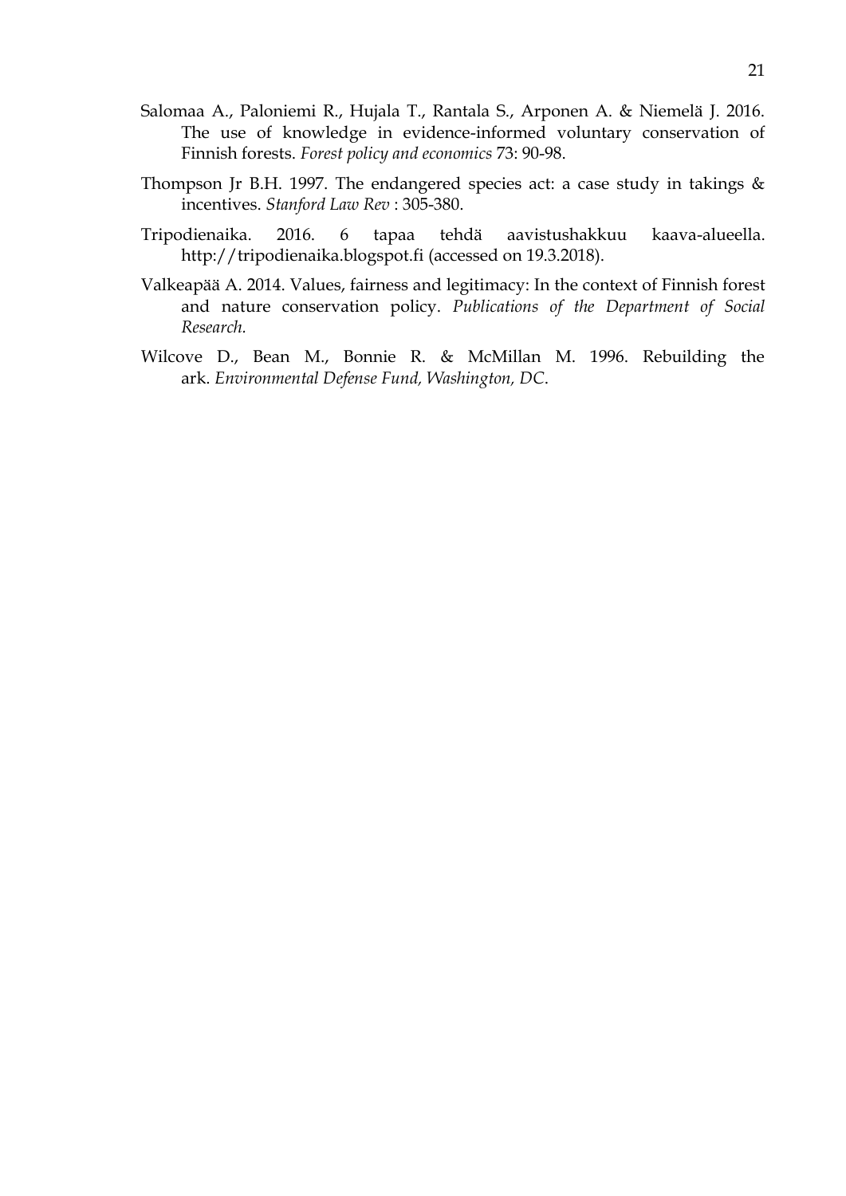Salomaa A., Paloniemi R., Hujala T., Rantala S., Arponen A. & Niemelä J. 2016. The use of knowledge in evidence-informed voluntary conservation of Finnish forests. *Forest policy and economics* 73: 90-98.

Thompson Jr B.H. 1997. The endangered species act: a case study in takings & incentives. *Stanford Law Rev* : 305-380.

Tripodienaika. 2016. 6 tapaa tehdä aavistushakkuu kaava-alueella. http://tripodienaika.blogspot.fi (accessed on 19.3.2018).

Valkeapää A. 2014. Values, fairness and legitimacy: In the context of Finnish forest and nature conservation policy. *Publications of the Department of Social Research.*

Wilcove D., Bean M., Bonnie R. & McMillan M. 1996. Rebuilding the ark. *Environmental Defense Fund, Washington, DC*.